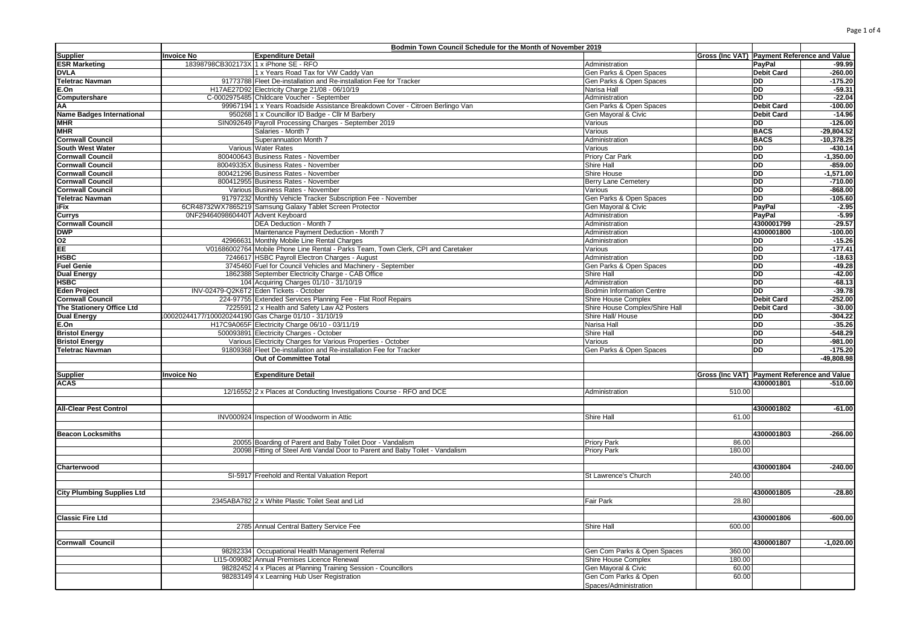| Bodmin Town Council Schedule for the Month of November 2019 | | | | | | |
|---|---|---|---|---|---|---|
| **Supplier** | **Invoice No** | **Expenditure Detail** | | **Gross (Inc VAT)** | **Payment Reference** | **and Value** |
| **ESR Marketing** | 18398798CB302173X | 1 x iPhone SE - RFO | Administration | | **PayPal** | **-99.99** |
| **DVLA** | | 1 x Years Road Tax for VW Caddy Van | Gen Parks & Open Spaces | | **Debit Card** | **-260.00** |
| **Teletrac Navman** | 91773788 | Fleet De-installation and Re-installation Fee for Tracker | Gen Parks & Open Spaces | | **DD** | **-175.20** |
| **E.On** | H17AE27D92 | Electricity Charge 21/08 - 06/10/19 | Narisa Hall | | **DD** | **-59.31** |
| **Computershare** | C-0002975485 | Childcare Voucher - September | Administration | | **DD** | **-22.04** |
| **AA** | 99967194 | 1 x Years Roadside Assistance Breakdown Cover - Citroen Berlingo Van | Gen Parks & Open Spaces | | **Debit Card** | **-100.00** |
| **Name Badges International** | 950268 | 1 x Councillor ID Badge - Cllr M Barbery | Gen Mayoral & Civic | | **Debit Card** | **-14.96** |
| **MHR** | SIN092649 | Payroll Processing Charges - September 2019 | Various | | **DD** | **-126.00** |
| **MHR** | | Salaries - Month 7 | Various | | **BACS** | **-29,804.52** |
| **Cornwall Council** | | Superannuation Month 7 | Administration | | **BACS** | **-10,378.25** |
| **South West Water** | Various | Water Rates | Various | | **DD** | **-430.14** |
| **Cornwall Council** | 800400643 | Business Rates - November | Priory Car Park | | **DD** | **-1,350.00** |
| **Cornwall Council** | 80049335X | Business Rates - November | Shire Hall | | **DD** | **-859.00** |
| **Cornwall Council** | 800421296 | Business Rates - November | Shire House | | **DD** | **-1,571.00** |
| **Cornwall Council** | 800412955 | Business Rates - November | Berry Lane Cemetery | | **DD** | **-710.00** |
| **Cornwall Council** | Various | Business Rates - November | Various | | **DD** | **-868.00** |
| **Teletrac Navman** | 91797232 | Monthly Vehicle Tracker Subscription Fee - November | Gen Parks & Open Spaces | | **DD** | **-105.60** |
| **iFix** | 6CR48732WX7865219 | Samsung Galaxy Tablet Screen Protector | Gen Mayoral & Civic | | **PayPal** | **-2.95** |
| **Currys** | 0NF2946409860440T | Advent Keyboard | Administration | | **PayPal** | **-5.99** |
| **Cornwall Council** | | DEA Deduction - Month 7 | Administration | | **4300001799** | **-29.57** |
| **DWP** | | Maintenance Payment Deduction - Month 7 | Administration | | **4300001800** | **-100.00** |
| **O2** | 42966631 | Monthly Mobile Line Rental Charges | Administration | | **DD** | **-15.26** |
| **EE** | V01686002764 | Mobile Phone Line Rental - Parks Team, Town Clerk, CPI and Caretaker | Various | | **DD** | **-177.41** |
| **HSBC** | 7246617 | HSBC Payroll Electron Charges - August | Administration | | **DD** | **-18.63** |
| **Fuel Genie** | 3745460 | Fuel for Council Vehicles and Machinery - September | Gen Parks & Open Spaces | | **DD** | **-49.28** |
| **Dual Energy** | 1862388 | September Electricity Charge - CAB Office | Shire Hall | | **DD** | **-42.00** |
| **HSBC** | 104 | Acquiring Charges 01/10 - 31/10/19 | Administration | | **DD** | **-68.13** |
| **Eden Project** | INV-02479-Q2K6T2 | Eden Tickets - October | Bodmin Information Centre | | **DD** | **-39.78** |
| **Cornwall Council** | 224-97755 | Extended Services Planning Fee - Flat Roof Repairs | Shire House Complex | | **Debit Card** | **-252.00** |
| **The Stationery Office Ltd** | 7225591 | 2 x Health and Safety Law A2 Posters | Shire House Complex/Shire Hall | | **Debit Card** | **-30.00** |
| **Dual Energy** | 100020244177/100020244190 | Gas Charge 01/10 - 31/10/19 | Shire Hall/ House | | **DD** | **-304.22** |
| **E.On** | H17C9A065F | Electricity Charge 06/10 - 03/11/19 | Narisa Hall | | **DD** | **-35.26** |
| **Bristol Energy** | 500093891 | Electricity Charges - October | Shire Hall | | **DD** | **-548.29** |
| **Bristol Energy** | Various | Electricity Charges for Various Properties - October | Various | | **DD** | **-981.00** |
| **Teletrac Navman** | 91809368 | Fleet De-installation and Re-installation Fee for Tracker | Gen Parks & Open Spaces | | **DD** | **-175.20** |
| | | **Out of Committee Total** | | | | **-49,808.98** |
| | | | | | | |
| **Supplier** | **Invoice No** | **Expenditure Detail** | | **Gross (Inc VAT)** | **Payment Reference** | **and Value** |
| **ACAS** | | | | | **4300001801** | **-510.00** |
| | 12/16552 | 2 x Places at Conducting Investigations Course - RFO and DCE | Administration | 510.00 | | |
| | | | | | | |
| **All-Clear Pest Control** | | | | | **4300001802** | **-61.00** |
| | INV000924 | Inspection of Woodworm in Attic | Shire Hall | 61.00 | | |
| | | | | | | |
| **Beacon Locksmiths** | | | | | **4300001803** | **-266.00** |
| | 20055 | Boarding of Parent and Baby Toilet Door - Vandalism | Priory Park | 86.00 | | |
| | 20098 | Fitting of Steel Anti Vandal Door to Parent and Baby Toilet - Vandalism | Priory Park | 180.00 | | |
| | | | | | | |
| **Charterwood** | | | | | **4300001804** | **-240.00** |
| | SI-5917 | Freehold and Rental Valuation Report | St Lawrence's Church | 240.00 | | |
| | | | | | | |
| **City Plumbing Supplies Ltd** | | | | | **4300001805** | **-28.80** |
| | 2345ABA782 | 2 x White Plastic Toilet Seat and Lid | Fair Park | 28.80 | | |
| | | | | | | |
| **Classic Fire Ltd** | | | | | **4300001806** | **-600.00** |
| | 2785 | Annual Central Battery Service Fee | Shire Hall | 600.00 | | |
| | | | | | | |
| **Cornwall Council** | | | | | **4300001807** | **-1,020.00** |
| | 98282334 | Occupational Health Management Referral | Gen Com Parks & Open Spaces | 360.00 | | |
| | LI15-009082 | Annual Premises Licence Renewal | Shire House Complex | 180.00 | | |
| | 98282452 | 4 x Places at Planning Training Session - Councillors | Gen Mayoral & Civic | 60.00 | | |
| | 98283149 | 4 x Learning Hub User Registration | Gen Com Parks & Open Spaces/Administration | 60.00 | | |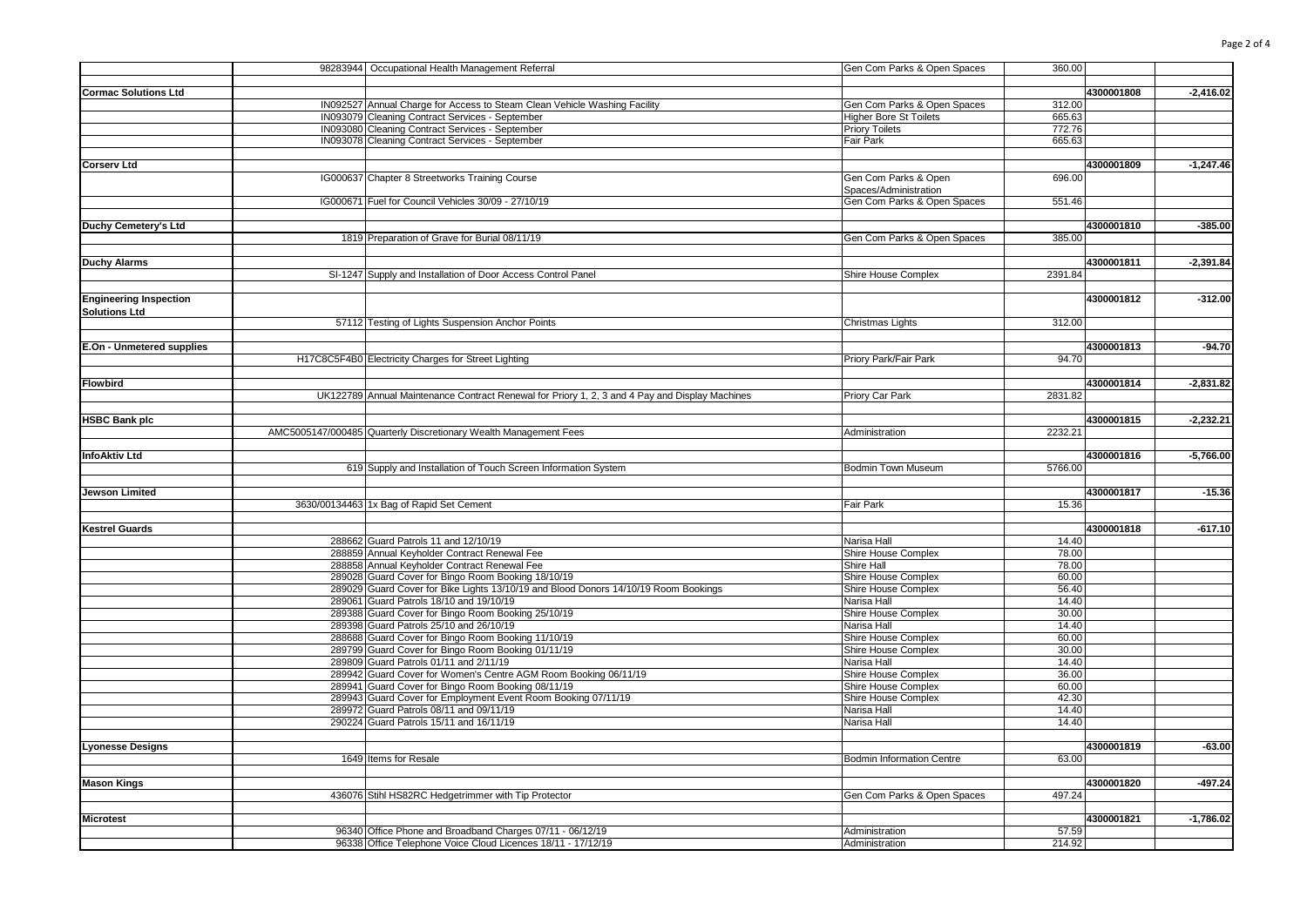| | | | | | | |
|---|---|---|---|---|---|---|
| | 98283944 | Occupational Health Management Referral | Gen Com Parks & Open Spaces | 360.00 | | |
| | | | | | | |
| **Cormac Solutions Ltd** | | | | | **4300001808** | **-2,416.02** |
| | IN092527 | Annual Charge for Access to Steam Clean Vehicle Washing Facility | Gen Com Parks & Open Spaces | 312.00 | | |
| | IN093079 | Cleaning Contract Services - September | Higher Bore St Toilets | 665.63 | | |
| | IN093080 | Cleaning Contract Services - September | Priory Toilets | 772.76 | | |
| | IN093078 | Cleaning Contract Services - September | Fair Park | 665.63 | | |
| | | | | | | |
| **Corserv Ltd** | | | | | **4300001809** | **-1,247.46** |
| | IG000637 | Chapter 8 Streetworks Training Course | Gen Com Parks & Open Spaces/Administration | 696.00 | | |
| | IG000671 | Fuel for Council Vehicles 30/09 - 27/10/19 | Gen Com Parks & Open Spaces | 551.46 | | |
| | | | | | | |
| **Duchy Cemetery's Ltd** | | | | | **4300001810** | **-385.00** |
| | 1819 | Preparation of Grave for Burial 08/11/19 | Gen Com Parks & Open Spaces | 385.00 | | |
| | | | | | | |
| **Duchy Alarms** | | | | | **4300001811** | **-2,391.84** |
| | SI-1247 | Supply and Installation of Door Access Control Panel | Shire House Complex | 2391.84 | | |
| | | | | | | |
| **Engineering Inspection Solutions Ltd** | | | | | **4300001812** | **-312.00** |
| | 57112 | Testing of Lights Suspension Anchor Points | Christmas Lights | 312.00 | | |
| | | | | | | |
| **E.On - Unmetered supplies** | | | | | **4300001813** | **-94.70** |
| | H17C8C5F4B0 | Electricity Charges for Street Lighting | Priory Park/Fair Park | 94.70 | | |
| | | | | | | |
| **Flowbird** | | | | | **4300001814** | **-2,831.82** |
| | UK122789 | Annual Maintenance Contract Renewal for Priory 1, 2, 3 and 4 Pay and Display Machines | Priory Car Park | 2831.82 | | |
| | | | | | | |
| **HSBC Bank plc** | | | | | **4300001815** | **-2,232.21** |
| | AMC5005147/000485 | Quarterly Discretionary Wealth Management Fees | Administration | 2232.21 | | |
| | | | | | | |
| **InfoAktiv Ltd** | | | | | **4300001816** | **-5,766.00** |
| | 619 | Supply and Installation of Touch Screen Information System | Bodmin Town Museum | 5766.00 | | |
| | | | | | | |
| **Jewson Limited** | | | | | **4300001817** | **-15.36** |
| | 3630/00134463 | 1x Bag of Rapid Set Cement | Fair Park | 15.36 | | |
| | | | | | | |
| **Kestrel Guards** | | | | | **4300001818** | **-617.10** |
| | 288662 | Guard Patrols 11 and 12/10/19 | Narisa Hall | 14.40 | | |
| | 288859 | Annual Keyholder Contract Renewal Fee | Shire House Complex | 78.00 | | |
| | 288858 | Annual Keyholder Contract Renewal Fee | Shire Hall | 78.00 | | |
| | 289028 | Guard Cover for Bingo Room Booking 18/10/19 | Shire House Complex | 60.00 | | |
| | 289029 | Guard Cover for Bike Lights 13/10/19 and Blood Donors 14/10/19 Room Bookings | Shire House Complex | 56.40 | | |
| | 289061 | Guard Patrols 18/10 and 19/10/19 | Narisa Hall | 14.40 | | |
| | 289388 | Guard Cover for Bingo Room Booking 25/10/19 | Shire House Complex | 30.00 | | |
| | 289398 | Guard Patrols 25/10 and 26/10/19 | Narisa Hall | 14.40 | | |
| | 288688 | Guard Cover for Bingo Room Booking 11/10/19 | Shire House Complex | 60.00 | | |
| | 289799 | Guard Cover for Bingo Room Booking 01/11/19 | Shire House Complex | 30.00 | | |
| | 289809 | Guard Patrols 01/11 and 2/11/19 | Narisa Hall | 14.40 | | |
| | 289942 | Guard Cover for Women's Centre AGM Room Booking 06/11/19 | Shire House Complex | 36.00 | | |
| | 289941 | Guard Cover for Bingo Room Booking 08/11/19 | Shire House Complex | 60.00 | | |
| | 289943 | Guard Cover for Employment Event Room Booking 07/11/19 | Shire House Complex | 42.30 | | |
| | 289972 | Guard Patrols 08/11 and 09/11/19 | Narisa Hall | 14.40 | | |
| | 290224 | Guard Patrols 15/11 and 16/11/19 | Narisa Hall | 14.40 | | |
| | | | | | | |
| **Lyonesse Designs** | | | | | **4300001819** | **-63.00** |
| | 1649 | Items for Resale | Bodmin Information Centre | 63.00 | | |
| | | | | | | |
| **Mason Kings** | | | | | **4300001820** | **-497.24** |
| | 436076 | Stihl HS82RC Hedgetrimmer with Tip Protector | Gen Com Parks & Open Spaces | 497.24 | | |
| | | | | | | |
| **Microtest** | | | | | **4300001821** | **-1,786.02** |
| | 96340 | Office Phone and Broadband Charges 07/11 - 06/12/19 | Administration | 57.59 | | |
| | 96338 | Office Telephone Voice Cloud Licences 18/11 - 17/12/19 | Administration | 214.92 | | |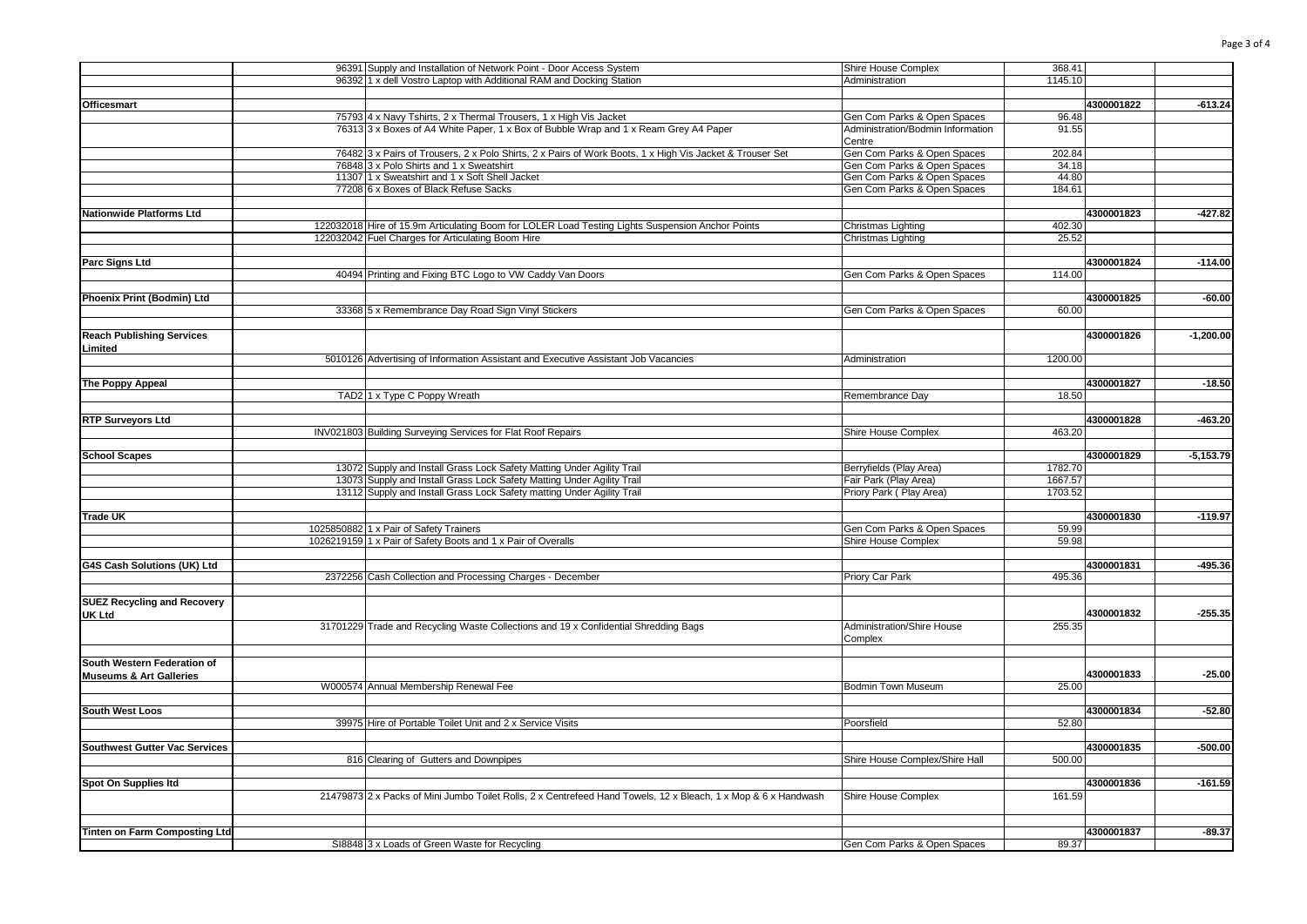| | | | | | | |
|---|---|---|---|---|---|---|
| | 96391 | Supply and Installation of Network Point - Door Access System | Shire House Complex | 368.41 | | |
| | 96392 | 1 x dell Vostro Laptop with Additional RAM and Docking Station | Administration | 1145.10 | | |
| | | | | | | |
| **Officesmart** | | | | | **4300001822** | **-613.24** |
| | 75793 | 4 x Navy Tshirts, 2 x Thermal Trousers, 1 x High Vis Jacket | Gen Com Parks & Open Spaces | 96.48 | | |
| | 76313 | 3 x Boxes of A4 White Paper, 1 x Box of Bubble Wrap and 1 x Ream Grey A4 Paper | Administration/Bodmin Information Centre | 91.55 | | |
| | 76482 | 3 x Pairs of Trousers, 2 x Polo Shirts, 2 x Pairs of Work Boots, 1 x High Vis Jacket & Trouser Set | Gen Com Parks & Open Spaces | 202.84 | | |
| | 76848 | 3 x Polo Shirts and 1 x Sweatshirt | Gen Com Parks & Open Spaces | 34.18 | | |
| | 11307 | 1 x Sweatshirt and 1 x Soft Shell Jacket | Gen Com Parks & Open Spaces | 44.80 | | |
| | 77208 | 6 x Boxes of Black Refuse Sacks | Gen Com Parks & Open Spaces | 184.61 | | |
| | | | | | | |
| **Nationwide Platforms Ltd** | | | | | **4300001823** | **-427.82** |
| | 122032018 | Hire of 15.9m Articulating Boom for LOLER Load Testing Lights Suspension Anchor Points | Christmas Lighting | 402.30 | | |
| | 122032042 | Fuel Charges for Articulating Boom Hire | Christmas Lighting | 25.52 | | |
| | | | | | | |
| **Parc Signs Ltd** | | | | | **4300001824** | **-114.00** |
| | 40494 | Printing and Fixing BTC Logo to VW Caddy Van Doors | Gen Com Parks & Open Spaces | 114.00 | | |
| | | | | | | |
| **Phoenix Print (Bodmin) Ltd** | | | | | **4300001825** | **-60.00** |
| | 33368 | 5 x Remembrance Day Road Sign Vinyl Stickers | Gen Com Parks & Open Spaces | 60.00 | | |
| | | | | | | |
| **Reach Publishing Services Limited** | | | | | **4300001826** | **-1,200.00** |
| | 5010126 | Advertising of Information Assistant and Executive Assistant Job Vacancies | Administration | 1200.00 | | |
| | | | | | | |
| **The Poppy Appeal** | | | | | **4300001827** | **-18.50** |
| | TAD2 | 1 x Type C Poppy Wreath | Remembrance Day | 18.50 | | |
| | | | | | | |
| **RTP Surveyors Ltd** | | | | | **4300001828** | **-463.20** |
| | INV021803 | Building Surveying Services for Flat Roof Repairs | Shire House Complex | 463.20 | | |
| | | | | | | |
| **School Scapes** | | | | | **4300001829** | **-5,153.79** |
| | 13072 | Supply and Install Grass Lock Safety Matting Under Agility Trail | Berryfields (Play Area) | 1782.70 | | |
| | 13073 | Supply and Install Grass Lock Safety Matting Under Agility Trail | Fair Park (Play Area) | 1667.57 | | |
| | 13112 | Supply and Install Grass Lock Safety matting Under Agility Trail | Priory Park ( Play Area) | 1703.52 | | |
| | | | | | | |
| **Trade UK** | | | | | **4300001830** | **-119.97** |
| | 1025850882 | 1 x Pair of Safety Trainers | Gen Com Parks & Open Spaces | 59.99 | | |
| | 1026219159 | 1 x Pair of Safety Boots and 1 x Pair of Overalls | Shire House Complex | 59.98 | | |
| | | | | | | |
| **G4S Cash Solutions (UK) Ltd** | | | | | **4300001831** | **-495.36** |
| | 2372256 | Cash Collection and Processing Charges - December | Priory Car Park | 495.36 | | |
| | | | | | | |
| **SUEZ Recycling and Recovery UK Ltd** | | | | | **4300001832** | **-255.35** |
| | 31701229 | Trade and Recycling Waste Collections and 19 x Confidential Shredding Bags | Administration/Shire House Complex | 255.35 | | |
| | | | | | | |
| **South Western Federation of Museums & Art Galleries** | | | | | **4300001833** | **-25.00** |
| | W000574 | Annual Membership Renewal Fee | Bodmin Town Museum | 25.00 | | |
| | | | | | | |
| **South West Loos** | | | | | **4300001834** | **-52.80** |
| | 39975 | Hire of Portable Toilet Unit and 2 x Service Visits | Poorsfield | 52.80 | | |
| | | | | | | |
| **Southwest Gutter Vac Services** | | | | | **4300001835** | **-500.00** |
| | 816 | Clearing of Gutters and Downpipes | Shire House Complex/Shire Hall | 500.00 | | |
| | | | | | | |
| **Spot On Supplies ltd** | | | | | **4300001836** | **-161.59** |
| | 21479873 | 2 x Packs of Mini Jumbo Toilet Rolls, 2 x Centrefeed Hand Towels, 12 x Bleach, 1 x Mop & 6 x Handwash | Shire House Complex | 161.59 | | |
| | | | | | | |
| **Tinten on Farm Composting Ltd** | | | | | **4300001837** | **-89.37** |
| | SI8848 | 3 x Loads of Green Waste for Recycling | Gen Com Parks & Open Spaces | 89.37 | | |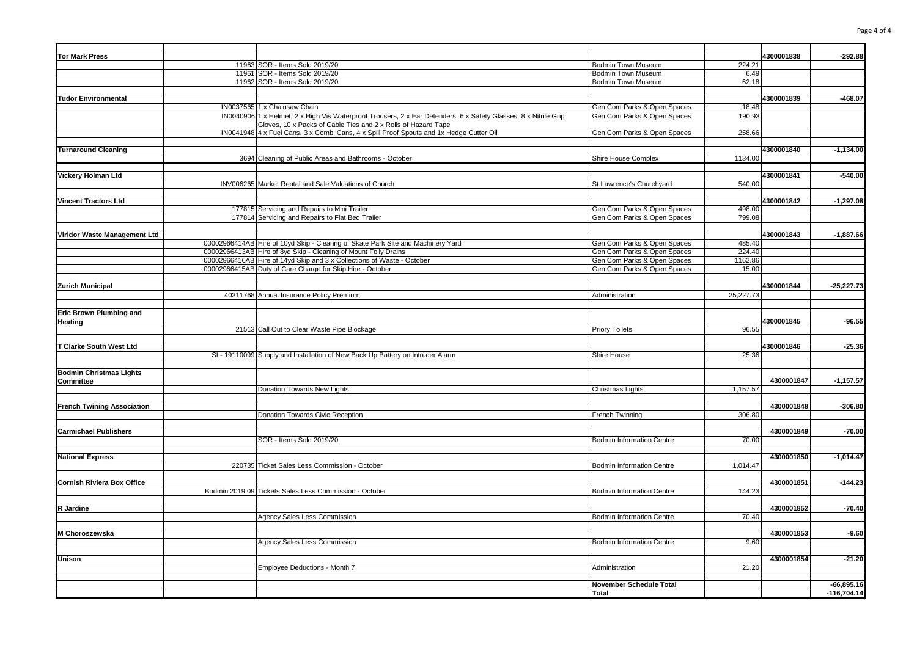| | | | | | | |
|---|---|---|---|---|---|---|
| **Tor Mark Press** | | | | | 4300001838 | -292.88 |
| | 11963 | SOR - Items Sold 2019/20 | Bodmin Town Museum | 224.21 | | |
| | 11961 | SOR - Items Sold 2019/20 | Bodmin Town Museum | 6.49 | | |
| | 11962 | SOR - Items Sold 2019/20 | Bodmin Town Museum | 62.18 | | |
| **Tudor Environmental** | | | | | 4300001839 | -468.07 |
| | IN0037565 | 1 x Chainsaw Chain | Gen Com Parks & Open Spaces | 18.48 | | |
| | IN0040906 | 1 x Helmet, 2 x High Vis Waterproof Trousers, 2 x Ear Defenders, 6 x Safety Glasses, 8 x Nitrile Grip Gloves, 10 x Packs of Cable Ties and 2 x Rolls of Hazard Tape | Gen Com Parks & Open Spaces | 190.93 | | |
| | IN0041948 | 4 x Fuel Cans, 3 x Combi Cans, 4 x Spill Proof Spouts and 1x Hedge Cutter Oil | Gen Com Parks & Open Spaces | 258.66 | | |
| **Turnaround Cleaning** | | | | | 4300001840 | -1,134.00 |
| | 3694 | Cleaning of Public Areas and Bathrooms - October | Shire House Complex | 1134.00 | | |
| **Vickery Holman Ltd** | | | | | 4300001841 | -540.00 |
| | INV006265 | Market Rental and Sale Valuations of Church | St Lawrence's Churchyard | 540.00 | | |
| **Vincent Tractors Ltd** | | | | | 4300001842 | -1,297.08 |
| | 177815 | Servicing and Repairs to Mini Trailer | Gen Com Parks & Open Spaces | 498.00 | | |
| | 177814 | Servicing and Repairs to Flat Bed Trailer | Gen Com Parks & Open Spaces | 799.08 | | |
| **Viridor Waste Management Ltd** | | | | | 4300001843 | -1,887.66 |
| | 00002966414AB | Hire of 10yd Skip - Clearing of Skate Park Site and Machinery Yard | Gen Com Parks & Open Spaces | 485.40 | | |
| | 00002966413AB | Hire of 8yd Skip - Cleaning of Mount Folly Drains | Gen Com Parks & Open Spaces | 224.40 | | |
| | 00002966416AB | Hire of 14yd Skip and 3 x Collections of Waste - October | Gen Com Parks & Open Spaces | 1162.86 | | |
| | 00002966415AB | Duty of Care Charge for Skip Hire - October | Gen Com Parks & Open Spaces | 15.00 | | |
| **Zurich Municipal** | | | | | 4300001844 | -25,227.73 |
| | 40311768 | Annual Insurance Policy Premium | Administration | 25,227.73 | | |
| **Eric Brown Plumbing and Heating** | | | | | 4300001845 | -96.55 |
| | 21513 | Call Out to Clear Waste Pipe Blockage | Priory Toilets | 96.55 | | |
| **T Clarke South West Ltd** | | | | | 4300001846 | -25.36 |
| | SL- 19110099 | Supply and Installation of New Back Up Battery on Intruder Alarm | Shire House | 25.36 | | |
| **Bodmin Christmas Lights Committee** | | | | | 4300001847 | -1,157.57 |
| | | Donation Towards New Lights | Christmas Lights | 1,157.57 | | |
| **French Twining Association** | | | | | 4300001848 | -306.80 |
| | | Donation Towards Civic Reception | French Twinning | 306.80 | | |
| **Carmichael Publishers** | | | | | 4300001849 | -70.00 |
| | | SOR - Items Sold 2019/20 | Bodmin Information Centre | 70.00 | | |
| **National Express** | | | | | 4300001850 | -1,014.47 |
| | 220735 | Ticket Sales Less Commission - October | Bodmin Information Centre | 1,014.47 | | |
| **Cornish Riviera Box Office** | | | | | 4300001851 | -144.23 |
| | Bodmin 2019 09 | Tickets Sales Less Commission - October | Bodmin Information Centre | 144.23 | | |
| **R Jardine** | | | | | 4300001852 | -70.40 |
| | | Agency Sales Less Commission | Bodmin Information Centre | 70.40 | | |
| **M Choroszewska** | | | | | 4300001853 | -9.60 |
| | | Agency Sales Less Commission | Bodmin Information Centre | 9.60 | | |
| **Unison** | | | | | 4300001854 | -21.20 |
| | | Employee Deductions - Month 7 | Administration | 21.20 | | |
| | | | **November Schedule Total** | | | -66,895.16 |
| | | | **Total** | | | -116,704.14 |